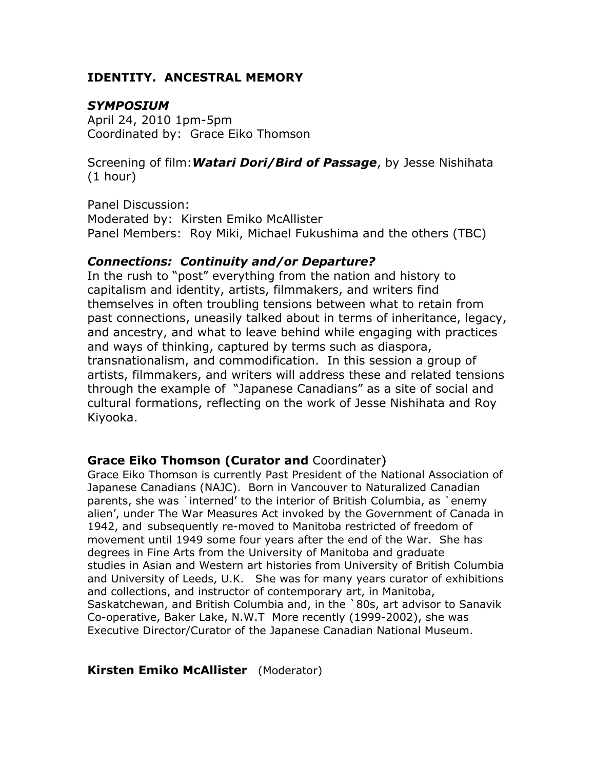## IDENTITY. ANCESTRAL MEMORY

### *SYMPOSIUM*

April 24, 2010 1pm-5pm
Coordinated by: Grace Eiko Thomson

Screening of film: ***Watari Dori/Bird of Passage***, by Jesse Nishihata (1 hour)

Panel Discussion:
Moderated by: Kirsten Emiko McAllister
Panel Members: Roy Miki, Michael Fukushima and the others (TBC)

### *Connections: Continuity and/or Departure?*

In the rush to "post" everything from the nation and history to capitalism and identity, artists, filmmakers, and writers find themselves in often troubling tensions between what to retain from past connections, uneasily talked about in terms of inheritance, legacy, and ancestry, and what to leave behind while engaging with practices and ways of thinking, captured by terms such as diaspora, transnationalism, and commodification. In this session a group of artists, filmmakers, and writers will address these and related tensions through the example of "Japanese Canadians" as a site of social and cultural formations, reflecting on the work of Jesse Nishihata and Roy Kiyooka.

### **Grace Eiko Thomson (Curator and** Coordinater)

Grace Eiko Thomson is currently Past President of the National Association of Japanese Canadians (NAJC). Born in Vancouver to Naturalized Canadian parents, she was `interned' to the interior of British Columbia, as `enemy alien', under The War Measures Act invoked by the Government of Canada in 1942, and subsequently re-moved to Manitoba restricted of freedom of movement until 1949 some four years after the end of the War. She has degrees in Fine Arts from the University of Manitoba and graduate studies in Asian and Western art histories from University of British Columbia and University of Leeds, U.K. She was for many years curator of exhibitions and collections, and instructor of contemporary art, in Manitoba, Saskatchewan, and British Columbia and, in the `80s, art advisor to Sanavik Co-operative, Baker Lake, N.W.T More recently (1999-2002), she was Executive Director/Curator of the Japanese Canadian National Museum.

### **Kirsten Emiko McAllister** (Moderator)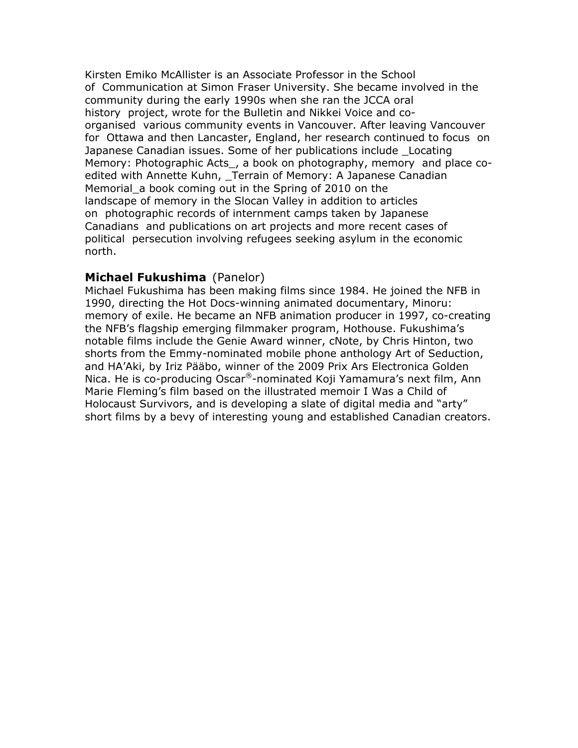Kirsten Emiko McAllister is an Associate Professor in the School of Communication at Simon Fraser University. She became involved in the community during the early 1990s when she ran the JCCA oral history project, wrote for the Bulletin and Nikkei Voice and co-organised various community events in Vancouver. After leaving Vancouver for Ottawa and then Lancaster, England, her research continued to focus on Japanese Canadian issues. Some of her publications include _Locating Memory: Photographic Acts_, a book on photography, memory and place co-edited with Annette Kuhn, _Terrain of Memory: A Japanese Canadian Memorial_a book coming out in the Spring of 2010 on the landscape of memory in the Slocan Valley in addition to articles on photographic records of internment camps taken by Japanese Canadians and publications on art projects and more recent cases of political persecution involving refugees seeking asylum in the economic north.

### **Michael Fukushima** (Panelor)

Michael Fukushima has been making films since 1984. He joined the NFB in 1990, directing the Hot Docs-winning animated documentary, Minoru: memory of exile. He became an NFB animation producer in 1997, co-creating the NFB's flagship emerging filmmaker program, Hothouse. Fukushima's notable films include the Genie Award winner, cNote, by Chris Hinton, two shorts from the Emmy-nominated mobile phone anthology Art of Seduction, and HA'Aki, by Iriz Pääbo, winner of the 2009 Prix Ars Electronica Golden Nica. He is co-producing Oscar®-nominated Koji Yamamura's next film, Ann Marie Fleming's film based on the illustrated memoir I Was a Child of Holocaust Survivors, and is developing a slate of digital media and "arty" short films by a bevy of interesting young and established Canadian creators.